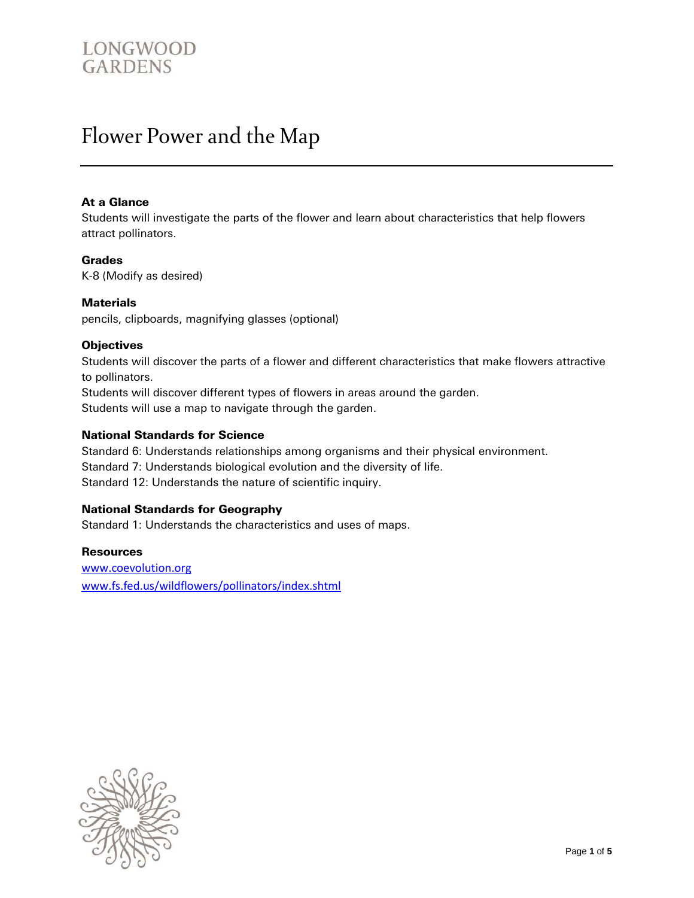LONGWOOD
GARDENS

# Flower Power and the Map

### At a Glance
Students will investigate the parts of the flower and learn about characteristics that help flowers attract pollinators.

### Grades
K-8 (Modify as desired)

### Materials
pencils, clipboards, magnifying glasses (optional)

### Objectives
Students will discover the parts of a flower and different characteristics that make flowers attractive to pollinators.
Students will discover different types of flowers in areas around the garden.
Students will use a map to navigate through the garden.

### National Standards for Science
Standard 6: Understands relationships among organisms and their physical environment.
Standard 7: Understands biological evolution and the diversity of life.
Standard 12: Understands the nature of scientific inquiry.

### National Standards for Geography
Standard 1: Understands the characteristics and uses of maps.

### Resources
www.coevolution.org
www.fs.fed.us/wildflowers/pollinators/index.shtml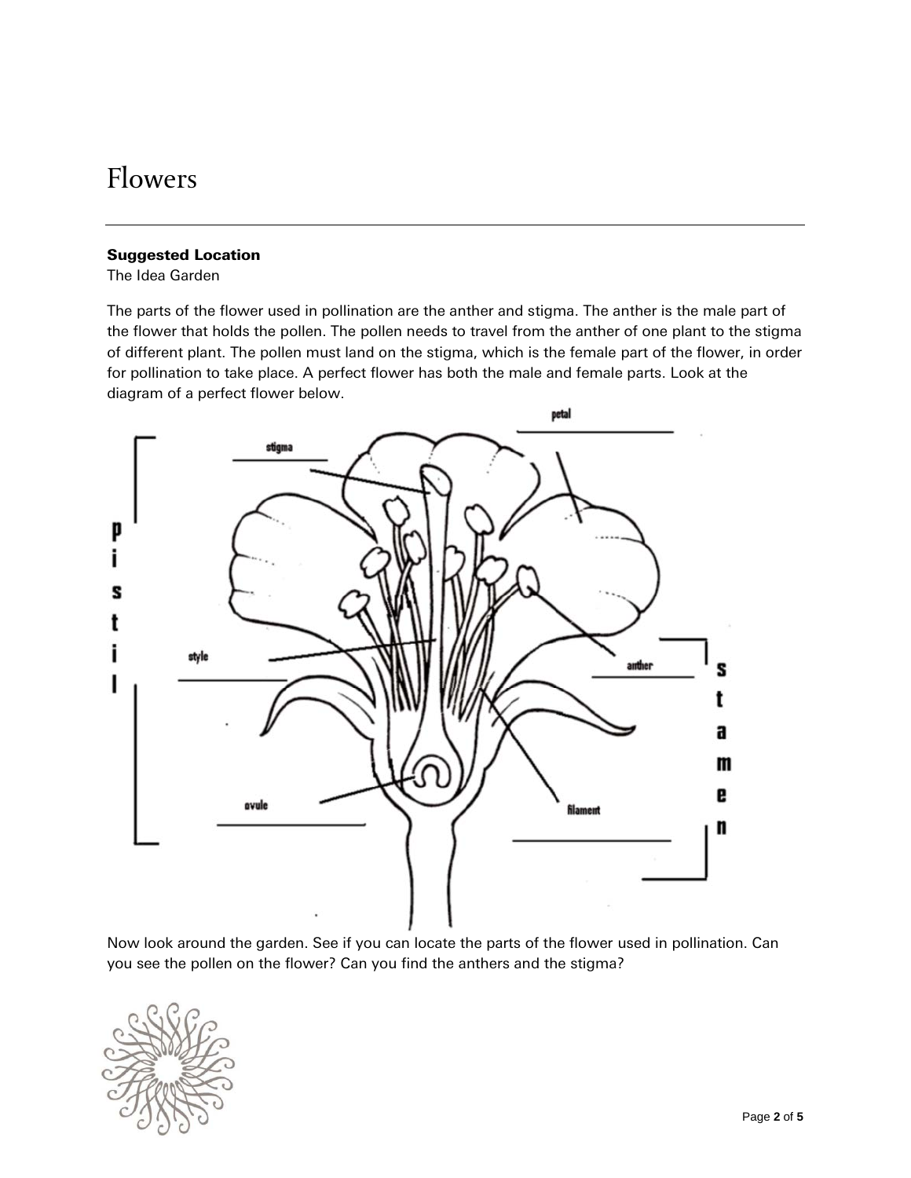# Flowers

**Suggested Location**
The Idea Garden

The parts of the flower used in pollination are the anther and stigma. The anther is the male part of the flower that holds the pollen. The pollen needs to travel from the anther of one plant to the stigma of different plant. The pollen must land on the stigma, which is the female part of the flower, in order for pollination to take place. A perfect flower has both the male and female parts. Look at the diagram of a perfect flower below.

pistil

stigma

style

ovule

petal

anther

filament

stamen

Now look around the garden. See if you can locate the parts of the flower used in pollination. Can you see the pollen on the flower? Can you find the anthers and the stigma?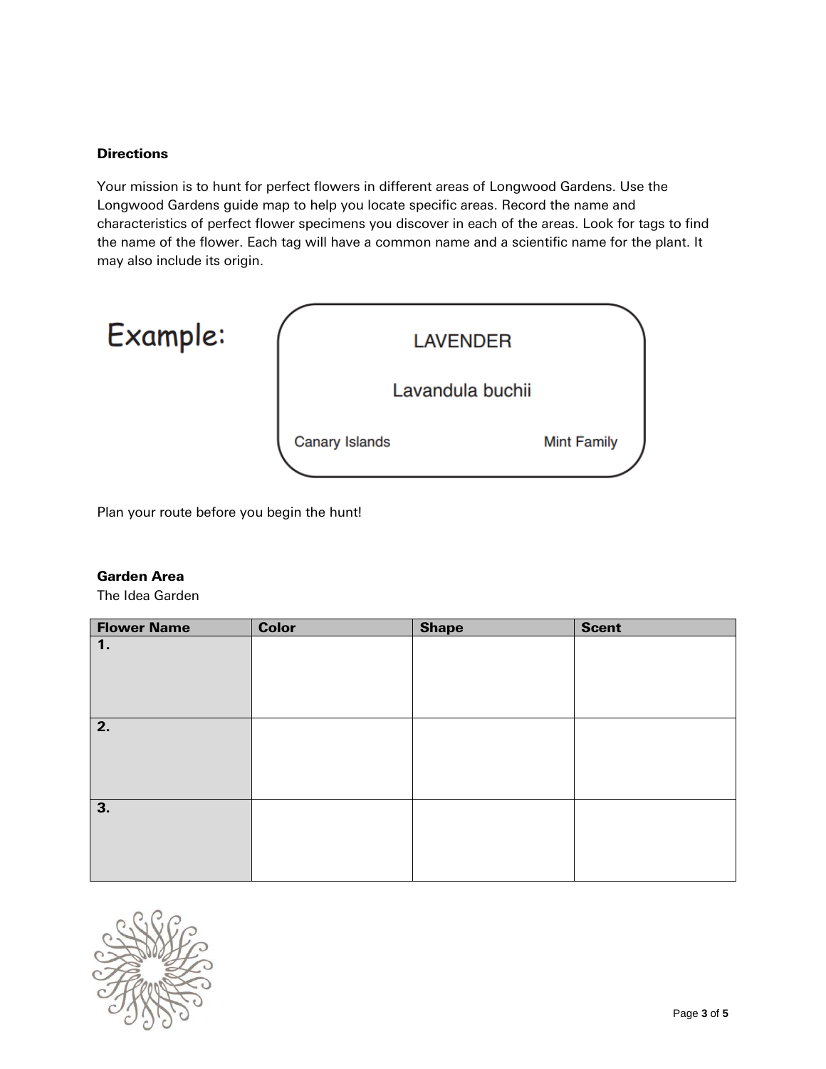**Directions**

Your mission is to hunt for perfect flowers in different areas of Longwood Gardens. Use the Longwood Gardens guide map to help you locate specific areas. Record the name and characteristics of perfect flower specimens you discover in each of the areas. Look for tags to find the name of the flower. Each tag will have a common name and a scientific name for the plant. It may also include its origin.

Example:

LAVENDER

Lavandula buchii

Canary Islands — Mint Family

Plan your route before you begin the hunt!

**Garden Area**

The Idea Garden

| Flower Name | Color | Shape | Scent |
|---|---|---|---|
| **1.** | | | |
| **2.** | | | |
| **3.** | | | |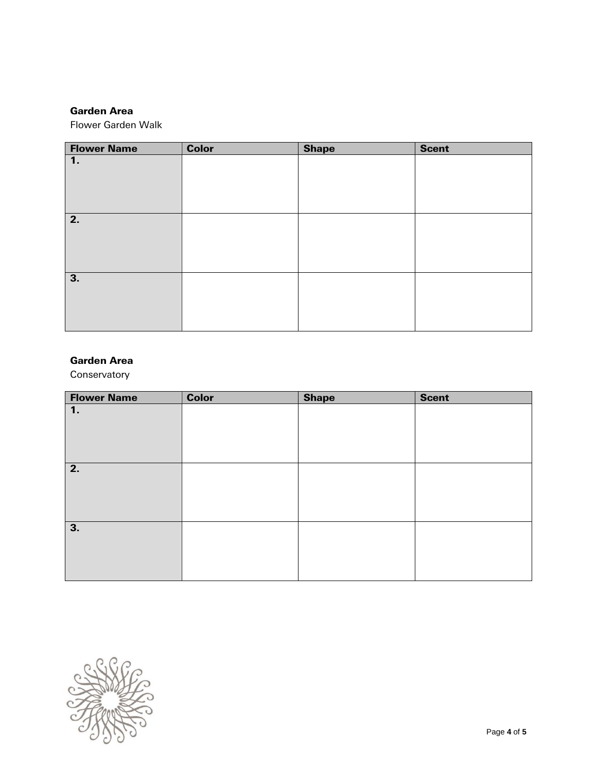**Garden Area**
Flower Garden Walk

| Flower Name | Color | Shape | Scent |
|---|---|---|---|
| 1. | | | |
| 2. | | | |
| 3. | | | |

**Garden Area**
Conservatory

| Flower Name | Color | Shape | Scent |
|---|---|---|---|
| 1. | | | |
| 2. | | | |
| 3. | | | |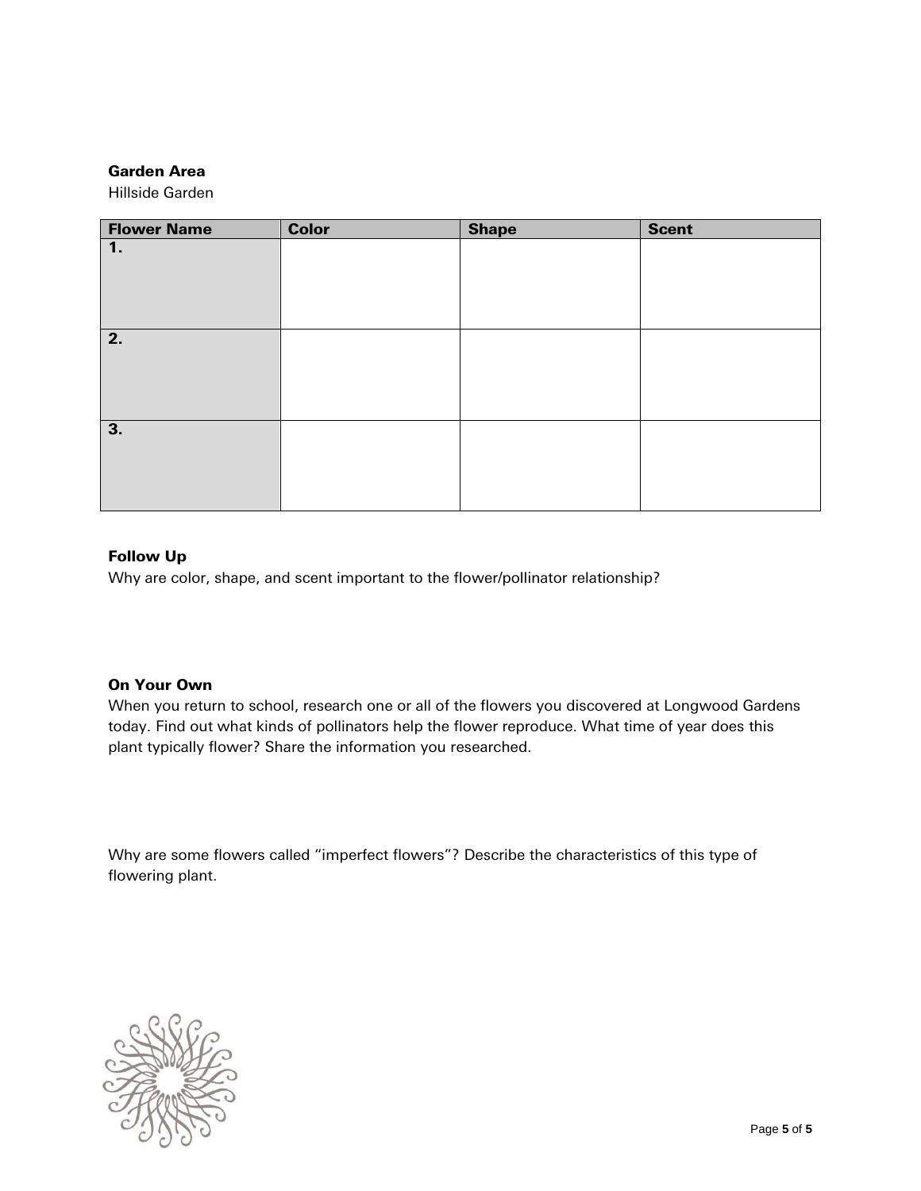**Garden Area**

Hillside Garden

| Flower Name | Color | Shape | Scent |
|---|---|---|---|
| 1. | | | |
| 2. | | | |
| 3. | | | |

**Follow Up**

Why are color, shape, and scent important to the flower/pollinator relationship?

**On Your Own**

When you return to school, research one or all of the flowers you discovered at Longwood Gardens today. Find out what kinds of pollinators help the flower reproduce. What time of year does this plant typically flower? Share the information you researched.

Why are some flowers called “imperfect flowers”? Describe the characteristics of this type of flowering plant.